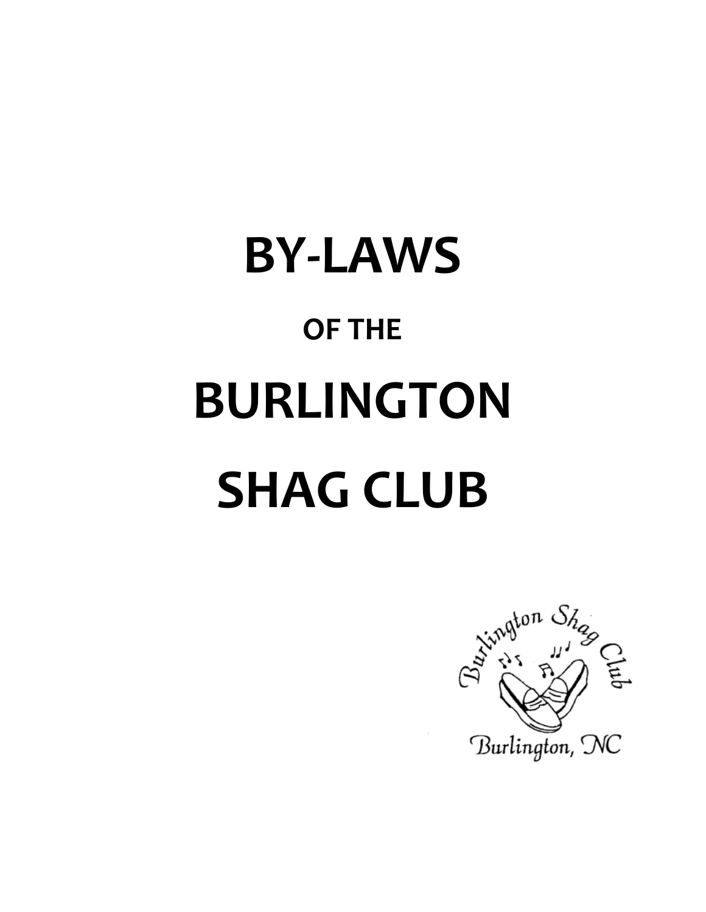# BY-LAWS

## OF THE

# BURLINGTON

# SHAG CLUB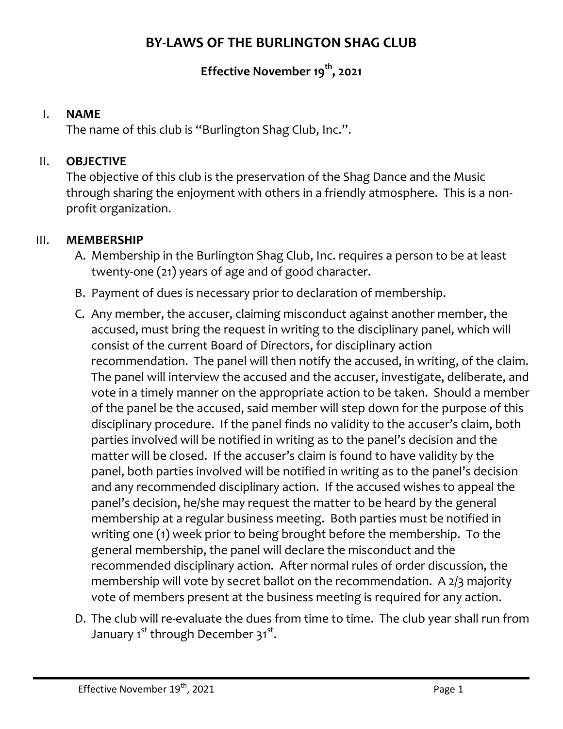# BY-LAWS OF THE BURLINGTON SHAG CLUB

## Effective November 19th, 2021

I. **NAME**

The name of this club is "Burlington Shag Club, Inc.".

II. **OBJECTIVE**

The objective of this club is the preservation of the Shag Dance and the Music through sharing the enjoyment with others in a friendly atmosphere. This is a non-profit organization.

III. **MEMBERSHIP**

A. Membership in the Burlington Shag Club, Inc. requires a person to be at least twenty-one (21) years of age and of good character.

B. Payment of dues is necessary prior to declaration of membership.

C. Any member, the accuser, claiming misconduct against another member, the accused, must bring the request in writing to the disciplinary panel, which will consist of the current Board of Directors, for disciplinary action recommendation. The panel will then notify the accused, in writing, of the claim. The panel will interview the accused and the accuser, investigate, deliberate, and vote in a timely manner on the appropriate action to be taken. Should a member of the panel be the accused, said member will step down for the purpose of this disciplinary procedure. If the panel finds no validity to the accuser's claim, both parties involved will be notified in writing as to the panel's decision and the matter will be closed. If the accuser's claim is found to have validity by the panel, both parties involved will be notified in writing as to the panel's decision and any recommended disciplinary action. If the accused wishes to appeal the panel's decision, he/she may request the matter to be heard by the general membership at a regular business meeting. Both parties must be notified in writing one (1) week prior to being brought before the membership. To the general membership, the panel will declare the misconduct and the recommended disciplinary action. After normal rules of order discussion, the membership will vote by secret ballot on the recommendation. A 2/3 majority vote of members present at the business meeting is required for any action.

D. The club will re-evaluate the dues from time to time. The club year shall run from January 1st through December 31st.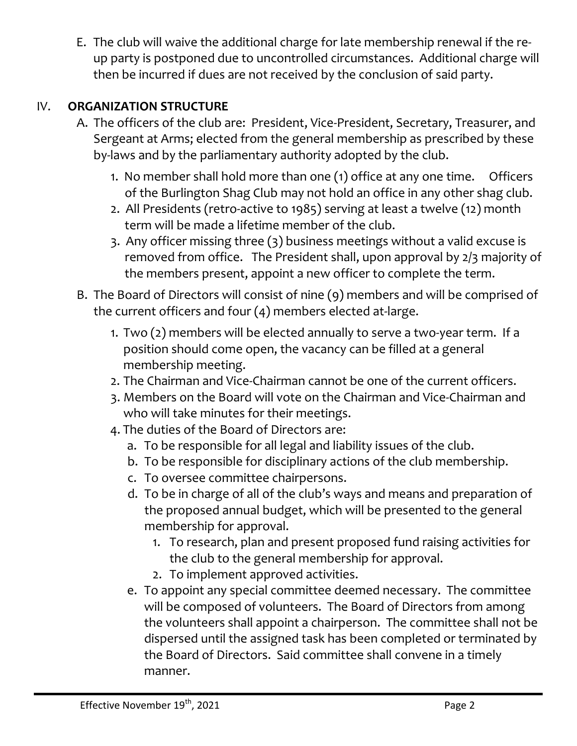E. The club will waive the additional charge for late membership renewal if the re-up party is postponed due to uncontrolled circumstances. Additional charge will then be incurred if dues are not received by the conclusion of said party.

## IV. **ORGANIZATION STRUCTURE**

A. The officers of the club are: President, Vice-President, Secretary, Treasurer, and Sergeant at Arms; elected from the general membership as prescribed by these by-laws and by the parliamentary authority adopted by the club.

   1. No member shall hold more than one (1) office at any one time. Officers of the Burlington Shag Club may not hold an office in any other shag club.
   2. All Presidents (retro-active to 1985) serving at least a twelve (12) month term will be made a lifetime member of the club.
   3. Any officer missing three (3) business meetings without a valid excuse is removed from office. The President shall, upon approval by 2/3 majority of the members present, appoint a new officer to complete the term.

B. The Board of Directors will consist of nine (9) members and will be comprised of the current officers and four (4) members elected at-large.

   1. Two (2) members will be elected annually to serve a two-year term. If a position should come open, the vacancy can be filled at a general membership meeting.
   2. The Chairman and Vice-Chairman cannot be one of the current officers.
   3. Members on the Board will vote on the Chairman and Vice-Chairman and who will take minutes for their meetings.
   4. The duties of the Board of Directors are:
      a. To be responsible for all legal and liability issues of the club.
      b. To be responsible for disciplinary actions of the club membership.
      c. To oversee committee chairpersons.
      d. To be in charge of all of the club's ways and means and preparation of the proposed annual budget, which will be presented to the general membership for approval.
         1. To research, plan and present proposed fund raising activities for the club to the general membership for approval.
         2. To implement approved activities.
      e. To appoint any special committee deemed necessary. The committee will be composed of volunteers. The Board of Directors from among the volunteers shall appoint a chairperson. The committee shall not be dispersed until the assigned task has been completed or terminated by the Board of Directors. Said committee shall convene in a timely manner.

Effective November 19th, 2021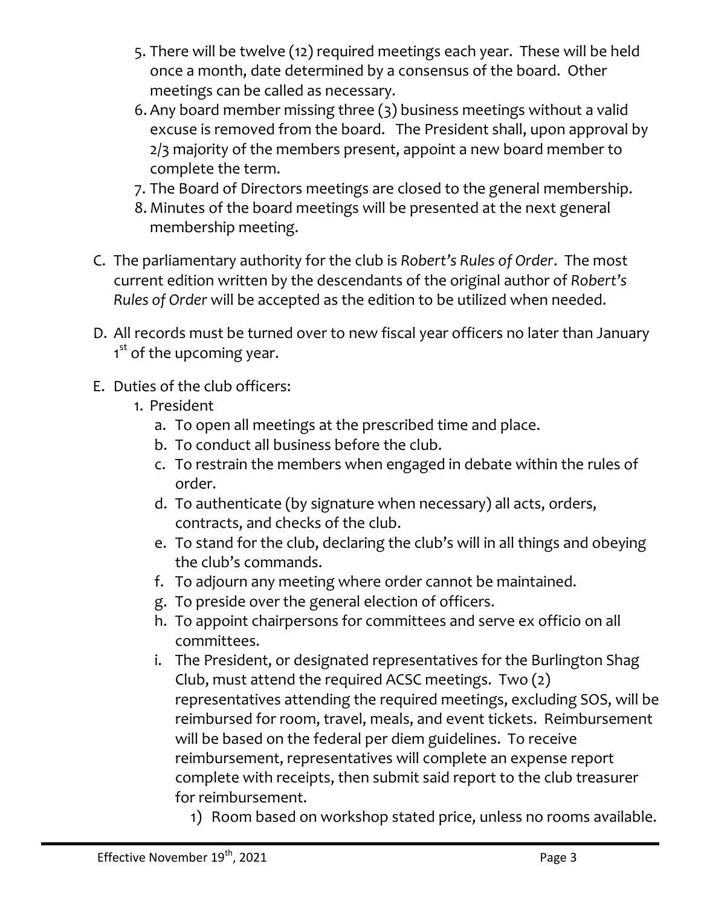5. There will be twelve (12) required meetings each year. These will be held once a month, date determined by a consensus of the board. Other meetings can be called as necessary.
6. Any board member missing three (3) business meetings without a valid excuse is removed from the board. The President shall, upon approval by 2/3 majority of the members present, appoint a new board member to complete the term.
7. The Board of Directors meetings are closed to the general membership.
8. Minutes of the board meetings will be presented at the next general membership meeting.

C. The parliamentary authority for the club is *Robert's Rules of Order*. The most current edition written by the descendants of the original author of *Robert's Rules of Order* will be accepted as the edition to be utilized when needed.

D. All records must be turned over to new fiscal year officers no later than January 1st of the upcoming year.

E. Duties of the club officers:

1. President
   a. To open all meetings at the prescribed time and place.
   b. To conduct all business before the club.
   c. To restrain the members when engaged in debate within the rules of order.
   d. To authenticate (by signature when necessary) all acts, orders, contracts, and checks of the club.
   e. To stand for the club, declaring the club's will in all things and obeying the club's commands.
   f. To adjourn any meeting where order cannot be maintained.
   g. To preside over the general election of officers.
   h. To appoint chairpersons for committees and serve ex officio on all committees.
   i. The President, or designated representatives for the Burlington Shag Club, must attend the required ACSC meetings. Two (2) representatives attending the required meetings, excluding SOS, will be reimbursed for room, travel, meals, and event tickets. Reimbursement will be based on the federal per diem guidelines. To receive reimbursement, representatives will complete an expense report complete with receipts, then submit said report to the club treasurer for reimbursement.
      1) Room based on workshop stated price, unless no rooms available.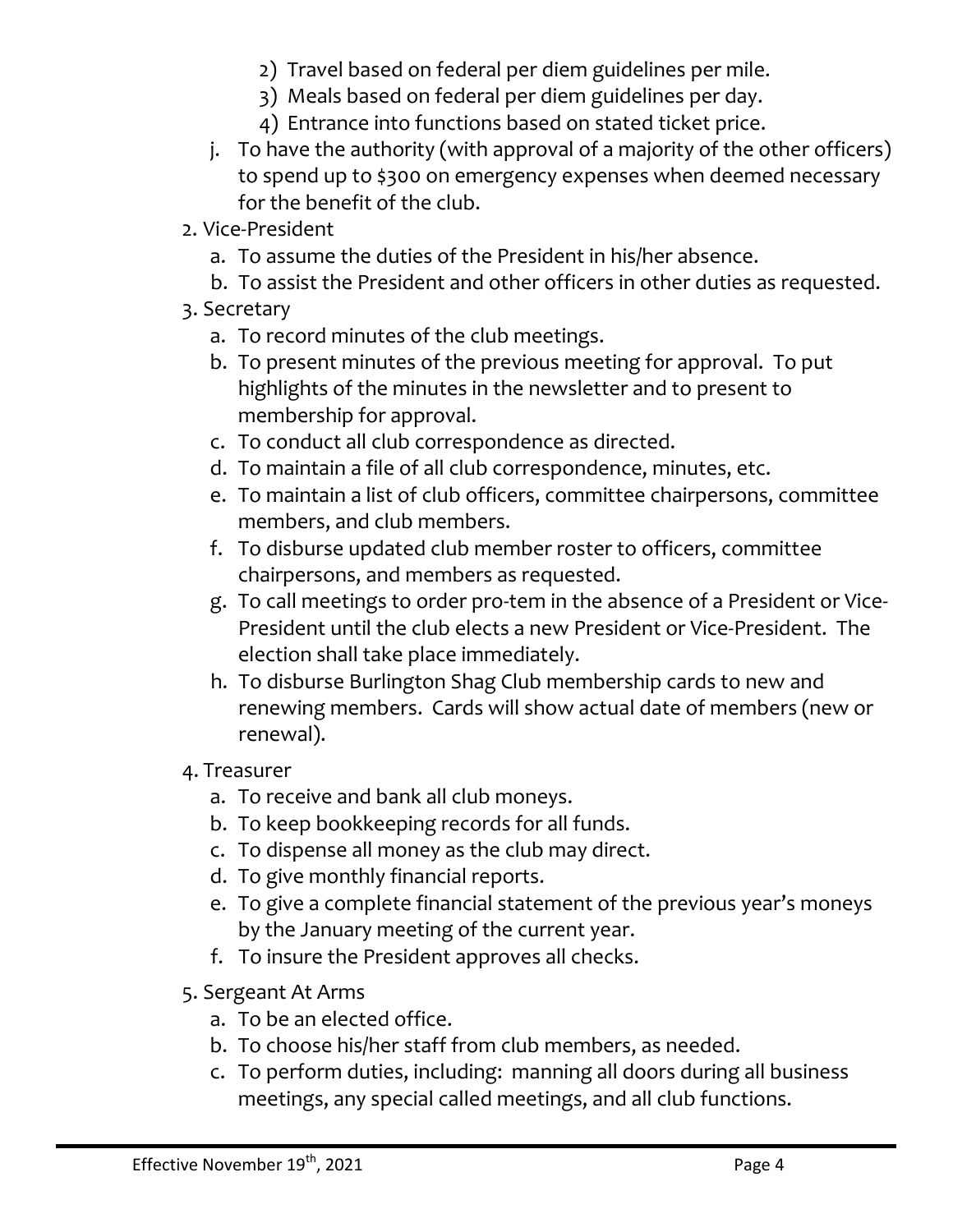2) Travel based on federal per diem guidelines per mile.
3) Meals based on federal per diem guidelines per day.
4) Entrance into functions based on stated ticket price.

j. To have the authority (with approval of a majority of the other officers) to spend up to $300 on emergency expenses when deemed necessary for the benefit of the club.

2. Vice-President
   a. To assume the duties of the President in his/her absence.
   b. To assist the President and other officers in other duties as requested.
3. Secretary
   a. To record minutes of the club meetings.
   b. To present minutes of the previous meeting for approval. To put highlights of the minutes in the newsletter and to present to membership for approval.
   c. To conduct all club correspondence as directed.
   d. To maintain a file of all club correspondence, minutes, etc.
   e. To maintain a list of club officers, committee chairpersons, committee members, and club members.
   f. To disburse updated club member roster to officers, committee chairpersons, and members as requested.
   g. To call meetings to order pro-tem in the absence of a President or Vice-President until the club elects a new President or Vice-President. The election shall take place immediately.
   h. To disburse Burlington Shag Club membership cards to new and renewing members. Cards will show actual date of members (new or renewal).
4. Treasurer
   a. To receive and bank all club moneys.
   b. To keep bookkeeping records for all funds.
   c. To dispense all money as the club may direct.
   d. To give monthly financial reports.
   e. To give a complete financial statement of the previous year's moneys by the January meeting of the current year.
   f. To insure the President approves all checks.
5. Sergeant At Arms
   a. To be an elected office.
   b. To choose his/her staff from club members, as needed.
   c. To perform duties, including: manning all doors during all business meetings, any special called meetings, and all club functions.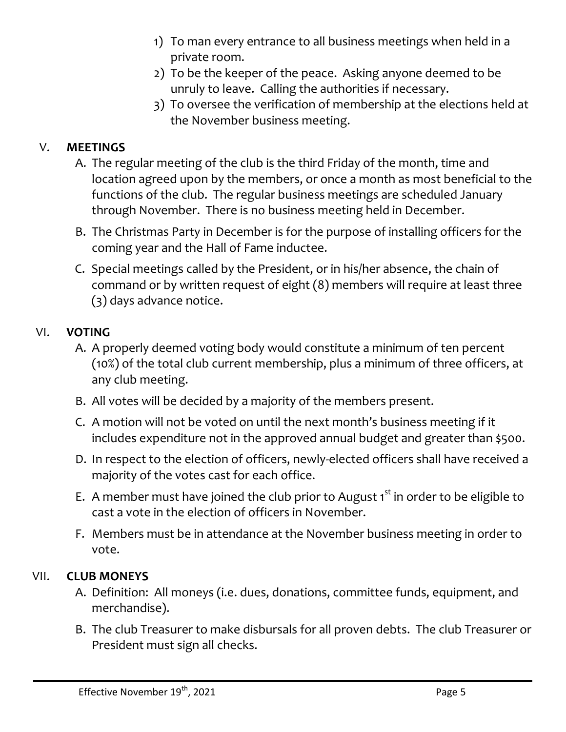1) To man every entrance to all business meetings when held in a private room.
2) To be the keeper of the peace. Asking anyone deemed to be unruly to leave. Calling the authorities if necessary.
3) To oversee the verification of membership at the elections held at the November business meeting.

## V. MEETINGS

A. The regular meeting of the club is the third Friday of the month, time and location agreed upon by the members, or once a month as most beneficial to the functions of the club. The regular business meetings are scheduled January through November. There is no business meeting held in December.

B. The Christmas Party in December is for the purpose of installing officers for the coming year and the Hall of Fame inductee.

C. Special meetings called by the President, or in his/her absence, the chain of command or by written request of eight (8) members will require at least three (3) days advance notice.

## VI. VOTING

A. A properly deemed voting body would constitute a minimum of ten percent (10%) of the total club current membership, plus a minimum of three officers, at any club meeting.

B. All votes will be decided by a majority of the members present.

C. A motion will not be voted on until the next month's business meeting if it includes expenditure not in the approved annual budget and greater than $500.

D. In respect to the election of officers, newly-elected officers shall have received a majority of the votes cast for each office.

E. A member must have joined the club prior to August 1st in order to be eligible to cast a vote in the election of officers in November.

F. Members must be in attendance at the November business meeting in order to vote.

## VII. CLUB MONEYS

A. Definition: All moneys (i.e. dues, donations, committee funds, equipment, and merchandise).

B. The club Treasurer to make disbursals for all proven debts. The club Treasurer or President must sign all checks.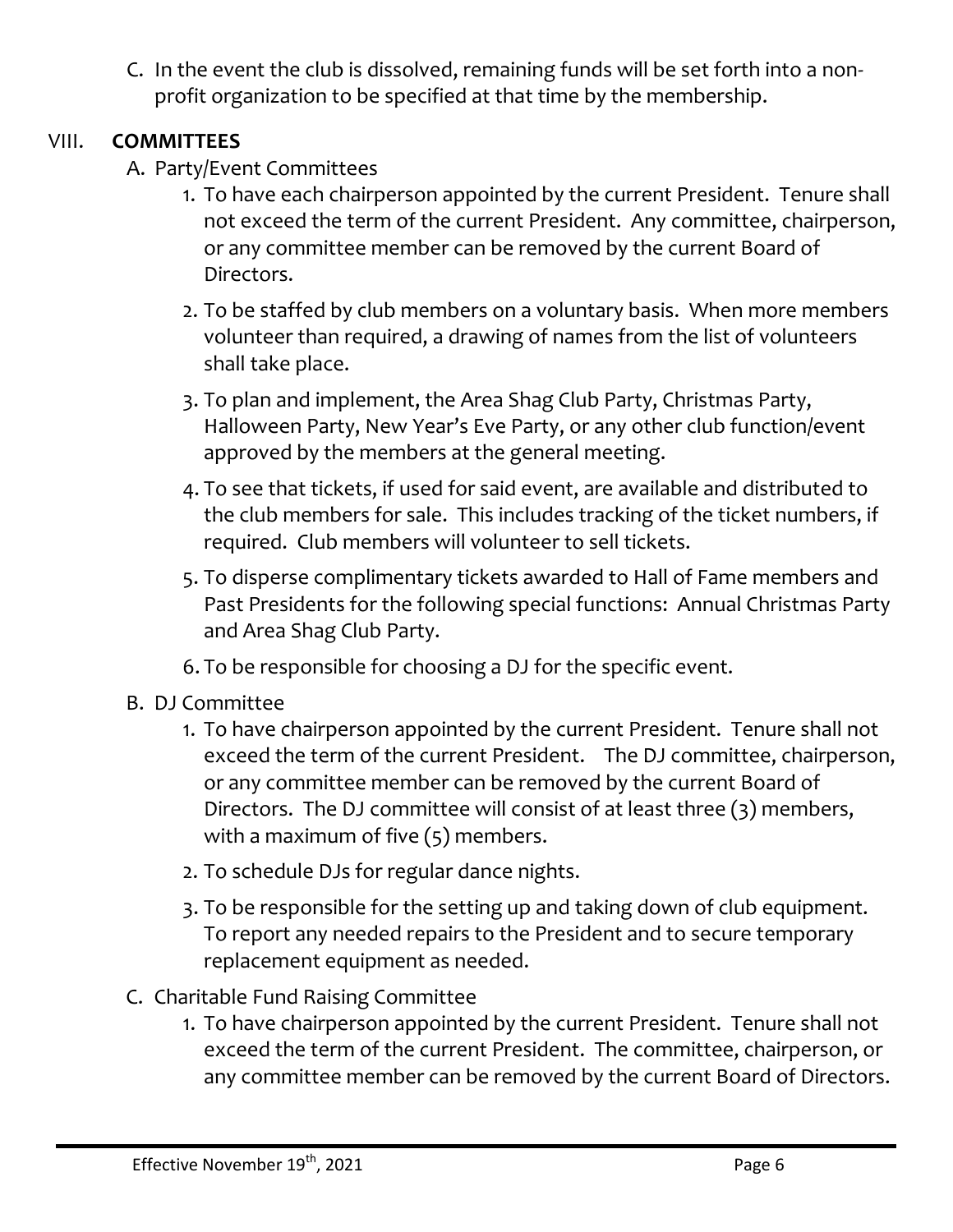C. In the event the club is dissolved, remaining funds will be set forth into a non-profit organization to be specified at that time by the membership.

## VIII. COMMITTEES

A. Party/Event Committees

1. To have each chairperson appointed by the current President. Tenure shall not exceed the term of the current President. Any committee, chairperson, or any committee member can be removed by the current Board of Directors.
2. To be staffed by club members on a voluntary basis. When more members volunteer than required, a drawing of names from the list of volunteers shall take place.
3. To plan and implement, the Area Shag Club Party, Christmas Party, Halloween Party, New Year's Eve Party, or any other club function/event approved by the members at the general meeting.
4. To see that tickets, if used for said event, are available and distributed to the club members for sale. This includes tracking of the ticket numbers, if required. Club members will volunteer to sell tickets.
5. To disperse complimentary tickets awarded to Hall of Fame members and Past Presidents for the following special functions: Annual Christmas Party and Area Shag Club Party.
6. To be responsible for choosing a DJ for the specific event.

B. DJ Committee

1. To have chairperson appointed by the current President. Tenure shall not exceed the term of the current President. The DJ committee, chairperson, or any committee member can be removed by the current Board of Directors. The DJ committee will consist of at least three (3) members, with a maximum of five (5) members.
2. To schedule DJs for regular dance nights.
3. To be responsible for the setting up and taking down of club equipment. To report any needed repairs to the President and to secure temporary replacement equipment as needed.

C. Charitable Fund Raising Committee

1. To have chairperson appointed by the current President. Tenure shall not exceed the term of the current President. The committee, chairperson, or any committee member can be removed by the current Board of Directors.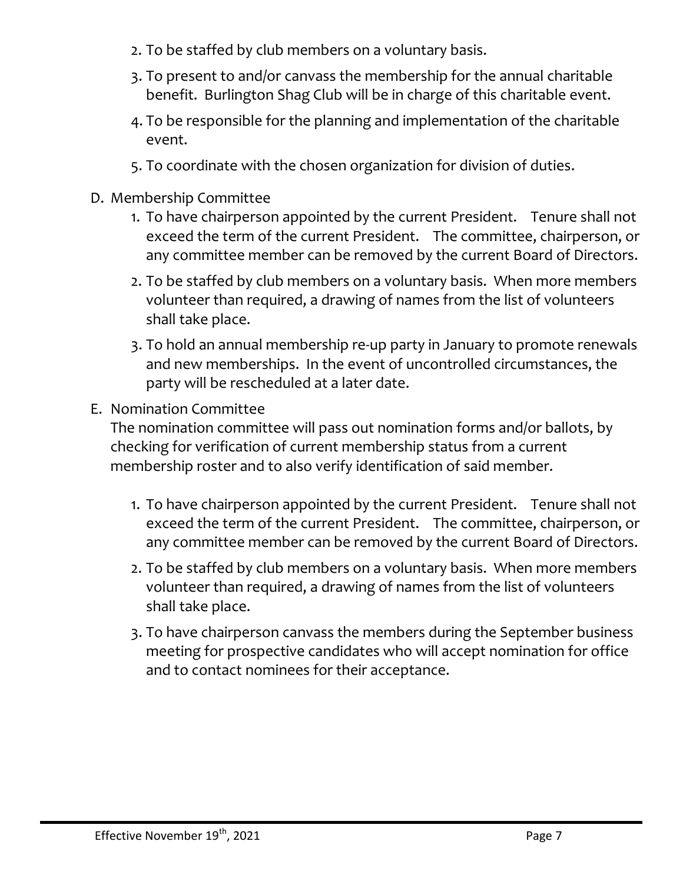2. To be staffed by club members on a voluntary basis.
3. To present to and/or canvass the membership for the annual charitable benefit. Burlington Shag Club will be in charge of this charitable event.
4. To be responsible for the planning and implementation of the charitable event.
5. To coordinate with the chosen organization for division of duties.

D. Membership Committee

1. To have chairperson appointed by the current President. Tenure shall not exceed the term of the current President. The committee, chairperson, or any committee member can be removed by the current Board of Directors.
2. To be staffed by club members on a voluntary basis. When more members volunteer than required, a drawing of names from the list of volunteers shall take place.
3. To hold an annual membership re-up party in January to promote renewals and new memberships. In the event of uncontrolled circumstances, the party will be rescheduled at a later date.

E. Nomination Committee

The nomination committee will pass out nomination forms and/or ballots, by checking for verification of current membership status from a current membership roster and to also verify identification of said member.

1. To have chairperson appointed by the current President. Tenure shall not exceed the term of the current President. The committee, chairperson, or any committee member can be removed by the current Board of Directors.
2. To be staffed by club members on a voluntary basis. When more members volunteer than required, a drawing of names from the list of volunteers shall take place.
3. To have chairperson canvass the members during the September business meeting for prospective candidates who will accept nomination for office and to contact nominees for their acceptance.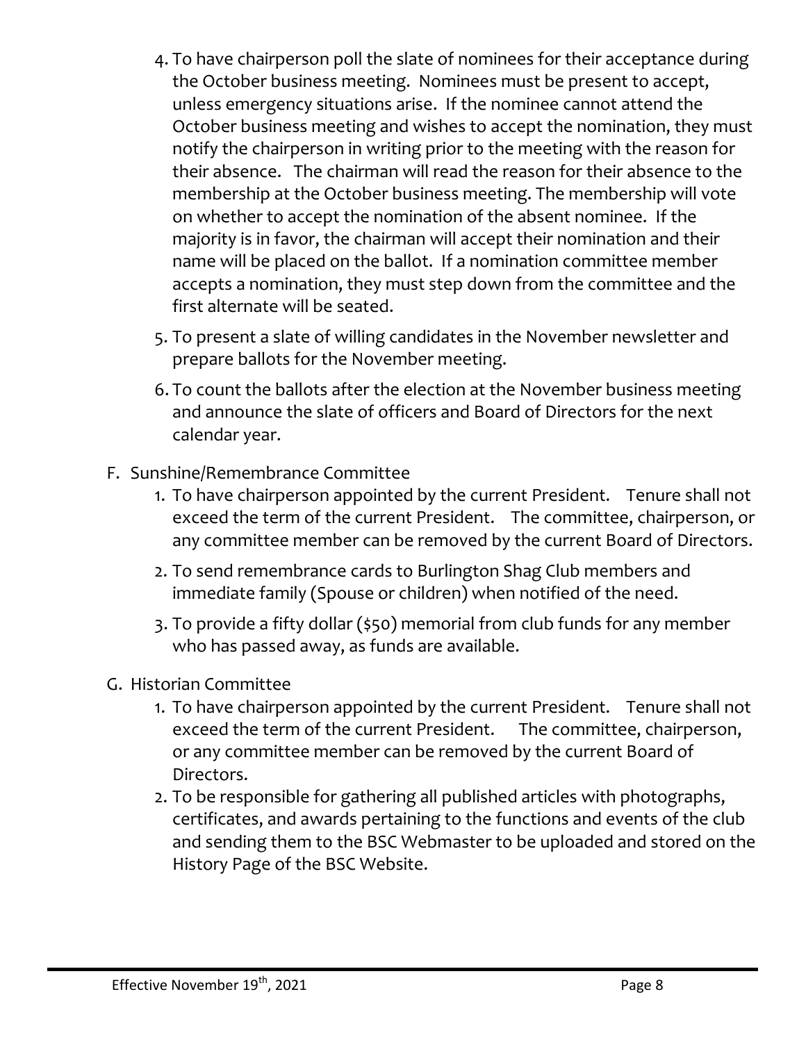4. To have chairperson poll the slate of nominees for their acceptance during the October business meeting. Nominees must be present to accept, unless emergency situations arise. If the nominee cannot attend the October business meeting and wishes to accept the nomination, they must notify the chairperson in writing prior to the meeting with the reason for their absence. The chairman will read the reason for their absence to the membership at the October business meeting. The membership will vote on whether to accept the nomination of the absent nominee. If the majority is in favor, the chairman will accept their nomination and their name will be placed on the ballot. If a nomination committee member accepts a nomination, they must step down from the committee and the first alternate will be seated.
5. To present a slate of willing candidates in the November newsletter and prepare ballots for the November meeting.
6. To count the ballots after the election at the November business meeting and announce the slate of officers and Board of Directors for the next calendar year.

F. Sunshine/Remembrance Committee

1. To have chairperson appointed by the current President. Tenure shall not exceed the term of the current President. The committee, chairperson, or any committee member can be removed by the current Board of Directors.
2. To send remembrance cards to Burlington Shag Club members and immediate family (Spouse or children) when notified of the need.
3. To provide a fifty dollar ($50) memorial from club funds for any member who has passed away, as funds are available.

G. Historian Committee

1. To have chairperson appointed by the current President. Tenure shall not exceed the term of the current President. The committee, chairperson, or any committee member can be removed by the current Board of Directors.
2. To be responsible for gathering all published articles with photographs, certificates, and awards pertaining to the functions and events of the club and sending them to the BSC Webmaster to be uploaded and stored on the History Page of the BSC Website.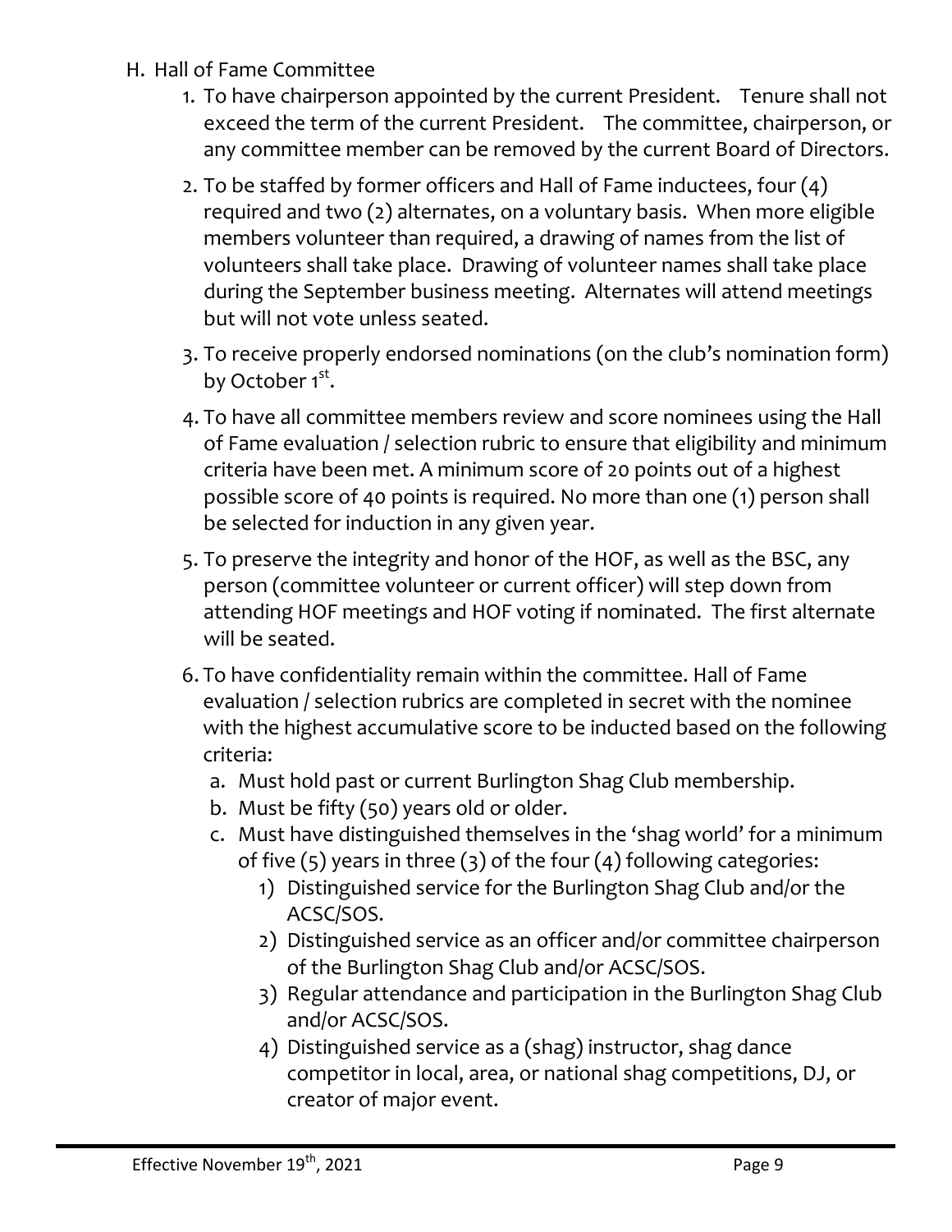H. Hall of Fame Committee

1. To have chairperson appointed by the current President. Tenure shall not exceed the term of the current President. The committee, chairperson, or any committee member can be removed by the current Board of Directors.
2. To be staffed by former officers and Hall of Fame inductees, four (4) required and two (2) alternates, on a voluntary basis. When more eligible members volunteer than required, a drawing of names from the list of volunteers shall take place. Drawing of volunteer names shall take place during the September business meeting. Alternates will attend meetings but will not vote unless seated.
3. To receive properly endorsed nominations (on the club's nomination form) by October 1st.
4. To have all committee members review and score nominees using the Hall of Fame evaluation / selection rubric to ensure that eligibility and minimum criteria have been met. A minimum score of 20 points out of a highest possible score of 40 points is required. No more than one (1) person shall be selected for induction in any given year.
5. To preserve the integrity and honor of the HOF, as well as the BSC, any person (committee volunteer or current officer) will step down from attending HOF meetings and HOF voting if nominated. The first alternate will be seated.
6. To have confidentiality remain within the committee. Hall of Fame evaluation / selection rubrics are completed in secret with the nominee with the highest accumulative score to be inducted based on the following criteria:
   a. Must hold past or current Burlington Shag Club membership.
   b. Must be fifty (50) years old or older.
   c. Must have distinguished themselves in the 'shag world' for a minimum of five (5) years in three (3) of the four (4) following categories:
      1) Distinguished service for the Burlington Shag Club and/or the ACSC/SOS.
      2) Distinguished service as an officer and/or committee chairperson of the Burlington Shag Club and/or ACSC/SOS.
      3) Regular attendance and participation in the Burlington Shag Club and/or ACSC/SOS.
      4) Distinguished service as a (shag) instructor, shag dance competitor in local, area, or national shag competitions, DJ, or creator of major event.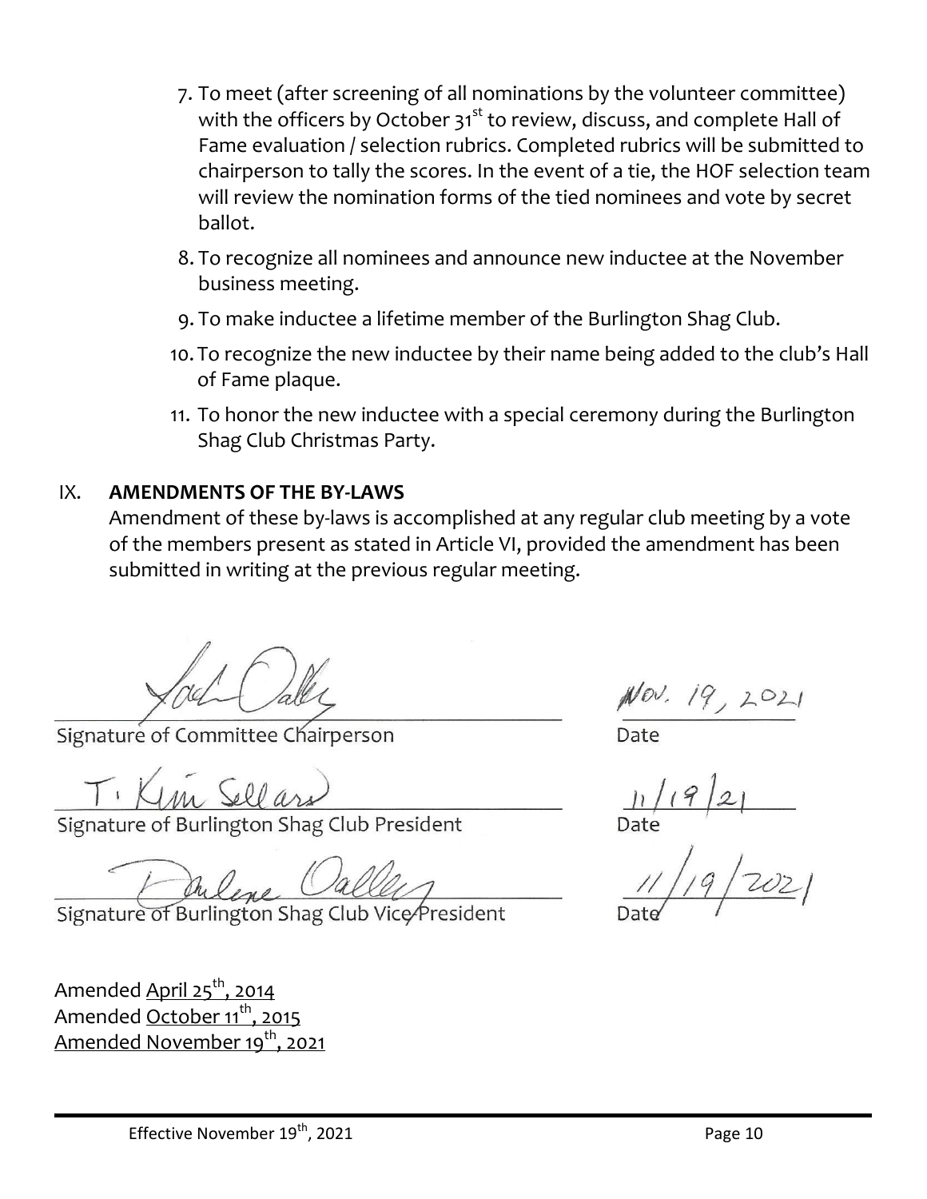7. To meet (after screening of all nominations by the volunteer committee) with the officers by October 31st to review, discuss, and complete Hall of Fame evaluation / selection rubrics. Completed rubrics will be submitted to chairperson to tally the scores. In the event of a tie, the HOF selection team will review the nomination forms of the tied nominees and vote by secret ballot.
8. To recognize all nominees and announce new inductee at the November business meeting.
9. To make inductee a lifetime member of the Burlington Shag Club.
10. To recognize the new inductee by their name being added to the club's Hall of Fame plaque.
11. To honor the new inductee with a special ceremony during the Burlington Shag Club Christmas Party.

## IX. AMENDMENTS OF THE BY-LAWS

Amendment of these by-laws is accomplished at any regular club meeting by a vote of the members present as stated in Article VI, provided the amendment has been submitted in writing at the previous regular meeting.

Signature of Committee Chairperson — Date: Nov. 19, 2021

Signature of Burlington Shag Club President — Date: 11/19/21

Signature of Burlington Shag Club Vice President — Date: 11/19/2021

Amended April 25th, 2014
Amended October 11th, 2015
Amended November 19th, 2021

Effective November 19th, 2021